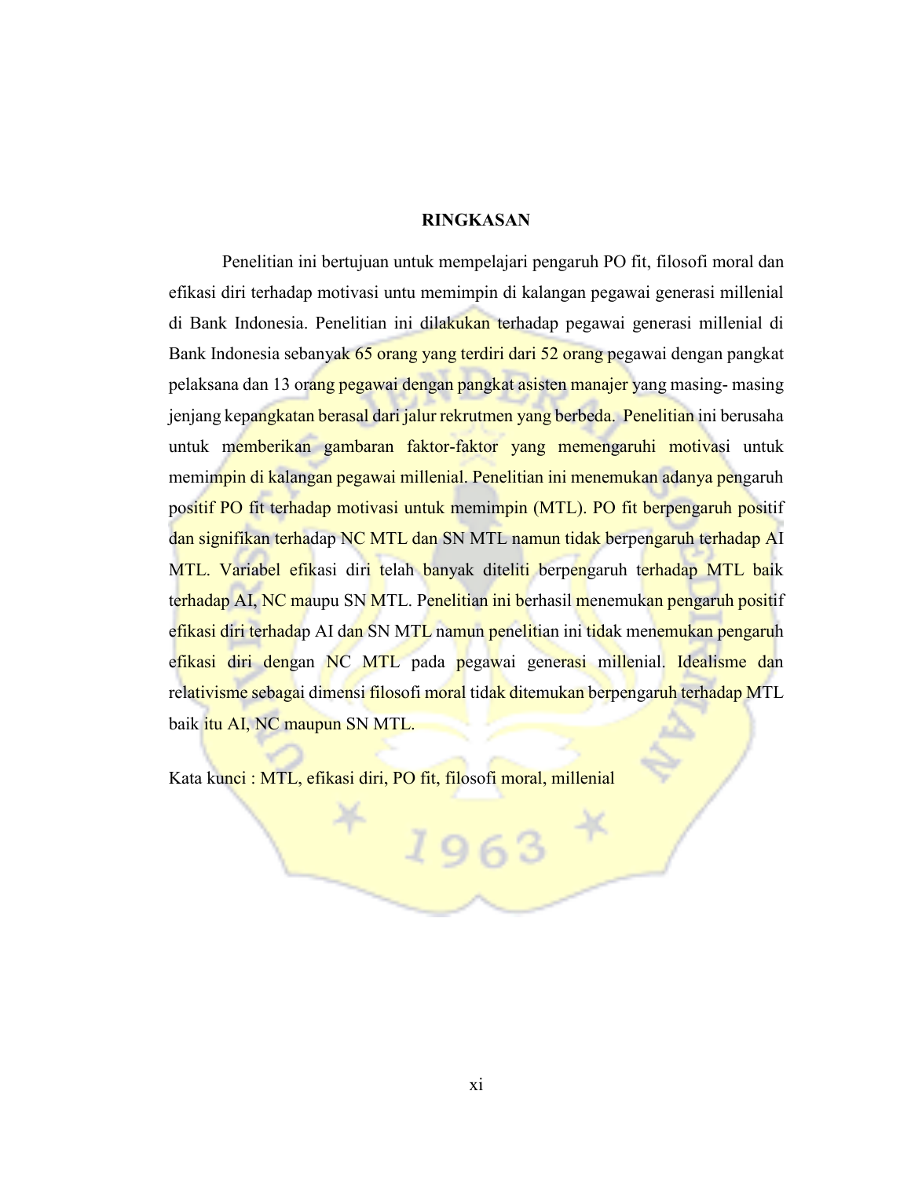# RINGKASAN

Penelitian ini bertujuan untuk mempelajari pengaruh PO fit, filosofi moral dan efikasi diri terhadap motivasi untu memimpin di kalangan pegawai generasi millenial di Bank Indonesia. Penelitian ini dilakukan terhadap pegawai generasi millenial di Bank Indonesia sebanyak 65 orang yang terdiri dari 52 orang pegawai dengan pangkat pelaksana dan 13 orang pegawai dengan pangkat asisten manajer yang masing- masing jenjang kepangkatan berasal dari jalur rekrutmen yang berbeda. Penelitian ini berusaha untuk memberikan gambaran faktor-faktor yang memengaruhi motivasi untuk memimpin di kalangan pegawai millenial. Penelitian ini menemukan adanya pengaruh positif PO fit terhadap motivasi untuk memimpin (MTL). PO fit berpengaruh positif dan signifikan terhadap NC MTL dan SN MTL namun tidak berpengaruh terhadap AI MTL. Variabel efikasi diri telah banyak diteliti berpengaruh terhadap MTL baik terhadap AI, NC maupu SN MTL. Penelitian ini berhasil menemukan pengaruh positif efikasi diri terhadap AI dan SN MTL namun penelitian ini tidak menemukan pengaruh efikasi diri dengan NC MTL pada pegawai generasi millenial. Idealisme dan relativisme sebagai dimensi filosofi moral tidak ditemukan berpengaruh terhadap MTL baik itu AI, NC maupun SN MTL.

Kata kunci : MTL, efikasi diri, PO fit, filosofi moral, millenial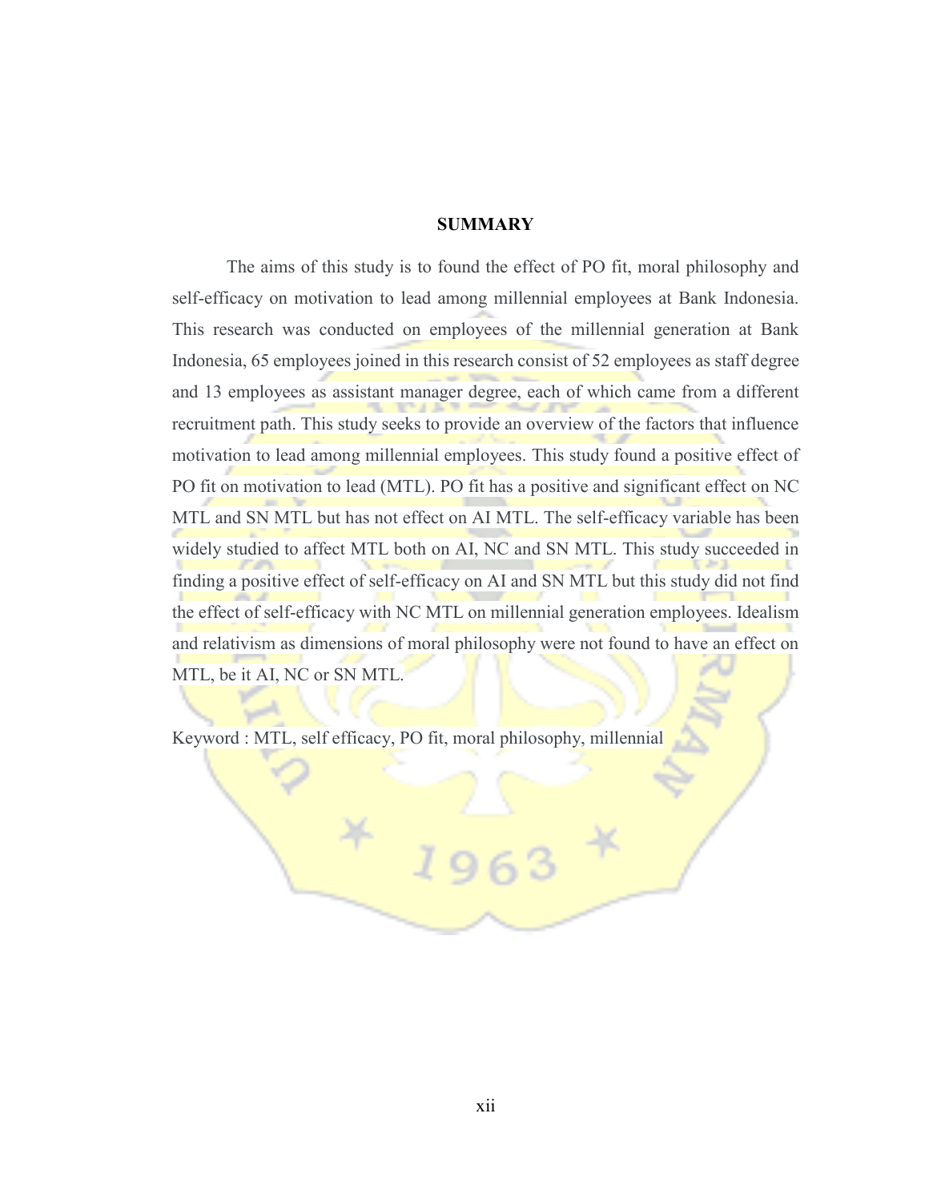## SUMMARY

The aims of this study is to found the effect of PO fit, moral philosophy and self-efficacy on motivation to lead among millennial employees at Bank Indonesia. This research was conducted on employees of the millennial generation at Bank Indonesia, 65 employees joined in this research consist of 52 employees as staff degree and 13 employees as assistant manager degree, each of which came from a different recruitment path. This study seeks to provide an overview of the factors that influence motivation to lead among millennial employees. This study found a positive effect of PO fit on motivation to lead (MTL). PO fit has a positive and significant effect on NC MTL and SN MTL but has not effect on AI MTL. The self-efficacy variable has been widely studied to affect MTL both on AI, NC and SN MTL. This study succeeded in finding a positive effect of self-efficacy on AI and SN MTL but this study did not find the effect of self-efficacy with NC MTL on millennial generation employees. Idealism and relativism as dimensions of moral philosophy were not found to have an effect on MTL, be it AI, NC or SN MTL.

Keyword : MTL, self efficacy, PO fit, moral philosophy, millennial